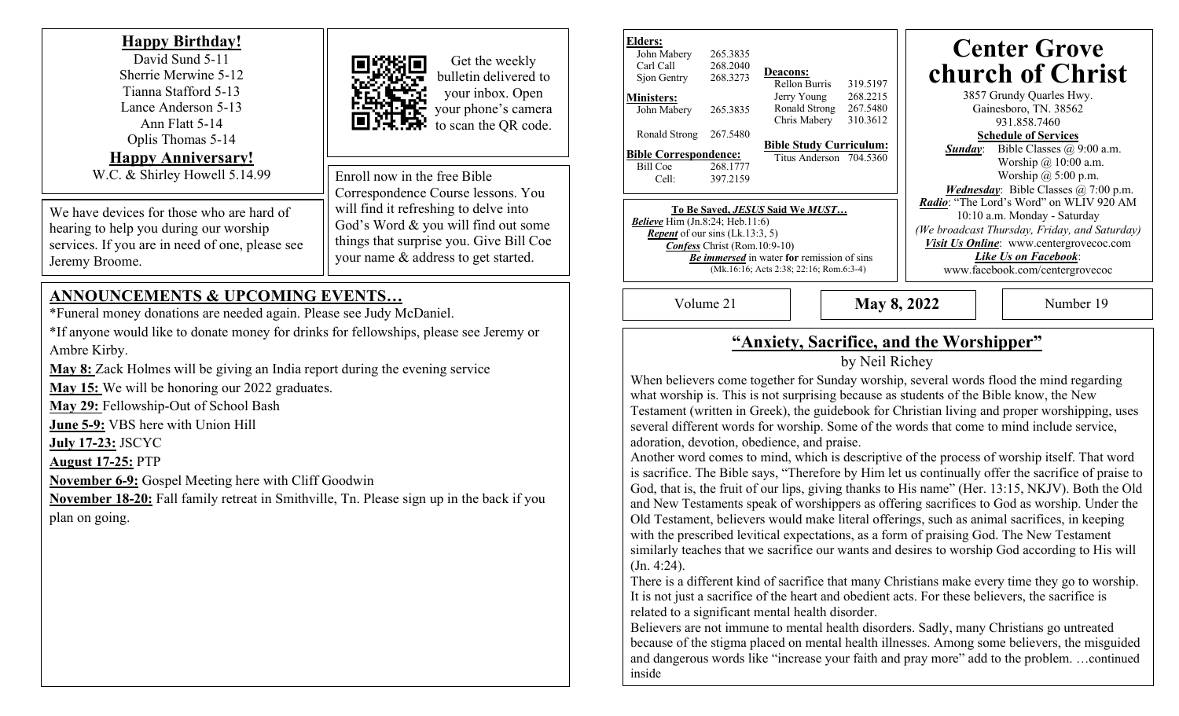**Happy Birthday!**

David Sund 5-11
Sherrie Merwine 5-12
Tianna Stafford 5-13
Lance Anderson 5-13
Ann Flatt 5-14
Oplis Thomas 5-14

**Happy Anniversary!**

W.C. & Shirley Howell 5.14.99

Get the weekly bulletin delivered to your inbox. Open your phone's camera to scan the QR code.

Enroll now in the free Bible Correspondence Course lessons. You will find it refreshing to delve into God's Word & you will find out some things that surprise you. Give Bill Coe your name & address to get started.

We have devices for those who are hard of hearing to help you during our worship services. If you are in need of one, please see Jeremy Broome.

## ANNOUNCEMENTS & UPCOMING EVENTS…

*Funeral money donations are needed again. Please see Judy McDaniel.

*If anyone would like to donate money for drinks for fellowships, please see Jeremy or Ambre Kirby.

**May 8:** Zack Holmes will be giving an India report during the evening service

**May 15:** We will be honoring our 2022 graduates.

**May 29:** Fellowship-Out of School Bash

**June 5-9:** VBS here with Union Hill

**July 17-23:** JSCYC

**August 17-25:** PTP

**November 6-9:** Gospel Meeting here with Cliff Goodwin

**November 18-20:** Fall family retreat in Smithville, Tn. Please sign up in the back if you plan on going.

**Elders:**
John Mabery 265.3835
Carl Call 268.2040
Sjon Gentry 268.3273

**Ministers:**
John Mabery 265.3835
Ronald Strong 267.5480

**Bible Correspondence:**
Bill Coe 268.1777
Cell: 397.2159

**Deacons:**
Rellon Burris 319.5197
Jerry Young 268.2215
Ronald Strong 267.5480
Chris Mabery 310.3612

**Bible Study Curriculum:**
Titus Anderson 704.5360

**To Be Saved, *JESUS* Said We *MUST*…**

***Believe*** Him (Jn.8:24; Heb.11:6)
***Repent*** of our sins (Lk.13:3, 5)
***Confess*** Christ (Rom.10:9-10)
***Be immersed*** in water **for** remission of sins (Mk.16:16; Acts 2:38; 22:16; Rom.6:3-4)

# Center Grove church of Christ

3857 Grundy Quarles Hwy.
Gainesboro, TN. 38562
931.858.7460

**Schedule of Services**

***Sunday***: Bible Classes @ 9:00 a.m.
Worship @ 10:00 a.m.
Worship @ 5:00 p.m.
***Wednesday***: Bible Classes @ 7:00 p.m.

***Radio***: "The Lord's Word" on WLIV 920 AM
10:10 a.m. Monday - Saturday
*(We broadcast Thursday, Friday, and Saturday)*

***Visit Us Online***: www.centergrovecoc.com

***Like Us on Facebook***:
www.facebook.com/centergrovecoc

Volume 21 | **May 8, 2022** | Number 19

## "Anxiety, Sacrifice, and the Worshipper"

by Neil Richey

When believers come together for Sunday worship, several words flood the mind regarding what worship is. This is not surprising because as students of the Bible know, the New Testament (written in Greek), the guidebook for Christian living and proper worshipping, uses several different words for worship. Some of the words that come to mind include service, adoration, devotion, obedience, and praise.

Another word comes to mind, which is descriptive of the process of worship itself. That word is sacrifice. The Bible says, "Therefore by Him let us continually offer the sacrifice of praise to God, that is, the fruit of our lips, giving thanks to His name" (Her. 13:15, NKJV). Both the Old and New Testaments speak of worshippers as offering sacrifices to God as worship. Under the Old Testament, believers would make literal offerings, such as animal sacrifices, in keeping with the prescribed levitical expectations, as a form of praising God. The New Testament similarly teaches that we sacrifice our wants and desires to worship God according to His will (Jn. 4:24).

There is a different kind of sacrifice that many Christians make every time they go to worship. It is not just a sacrifice of the heart and obedient acts. For these believers, the sacrifice is related to a significant mental health disorder.

Believers are not immune to mental health disorders. Sadly, many Christians go untreated because of the stigma placed on mental health illnesses. Among some believers, the misguided and dangerous words like "increase your faith and pray more" add to the problem. …continued inside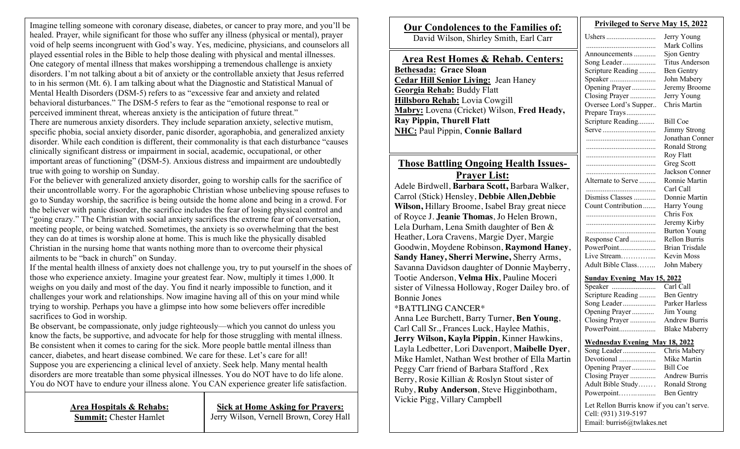Imagine telling someone with coronary disease, diabetes, or cancer to pray more, and you'll be healed. Prayer, while significant for those who suffer any illness (physical or mental), prayer void of help seems incongruent with God's way. Yes, medicine, physicians, and counselors all played essential roles in the Bible to help those dealing with physical and mental illnesses. One category of mental illness that makes worshipping a tremendous challenge is anxiety disorders. I'm not talking about a bit of anxiety or the controllable anxiety that Jesus referred to in his sermon (Mt. 6). I am talking about what the Diagnostic and Statistical Manual of Mental Health Disorders (DSM-5) refers to as "excessive fear and anxiety and related behavioral disturbances." The DSM-5 refers to fear as the "emotional response to real or perceived imminent threat, whereas anxiety is the anticipation of future threat."

There are numerous anxiety disorders. They include separation anxiety, selective mutism, specific phobia, social anxiety disorder, panic disorder, agoraphobia, and generalized anxiety disorder. While each condition is different, their commonality is that each disturbance "causes clinically significant distress or impairment in social, academic, occupational, or other important areas of functioning" (DSM-5). Anxious distress and impairment are undoubtedly true with going to worship on Sunday.

For the believer with generalized anxiety disorder, going to worship calls for the sacrifice of their uncontrollable worry. For the agoraphobic Christian whose unbelieving spouse refuses to go to Sunday worship, the sacrifice is being outside the home alone and being in a crowd. For the believer with panic disorder, the sacrifice includes the fear of losing physical control and "going crazy." The Christian with social anxiety sacrifices the extreme fear of conversation, meeting people, or being watched. Sometimes, the anxiety is so overwhelming that the best they can do at times is worship alone at home. This is much like the physically disabled Christian in the nursing home that wants nothing more than to overcome their physical ailments to be "back in church" on Sunday.

If the mental health illness of anxiety does not challenge you, try to put yourself in the shoes of those who experience anxiety. Imagine your greatest fear. Now, multiply it times 1,000. It weighs on you daily and most of the day. You find it nearly impossible to function, and it challenges your work and relationships. Now imagine having all of this on your mind while trying to worship. Perhaps you have a glimpse into how some believers offer incredible sacrifices to God in worship.

Be observant, be compassionate, only judge righteously—which you cannot do unless you know the facts, be supportive, and advocate for help for those struggling with mental illness. Be consistent when it comes to caring for the sick. More people battle mental illness than cancer, diabetes, and heart disease combined. We care for these. Let's care for all!

Suppose you are experiencing a clinical level of anxiety. Seek help. Many mental health disorders are more treatable than some physical illnesses. You do NOT have to do life alone. You do NOT have to endure your illness alone. You CAN experience greater life satisfaction.

**Area Hospitals & Rehabs:**
**Summit:** Chester Hamlet

**Sick at Home Asking for Prayers:**
Jerry Wilson, Vernell Brown, Corey Hall

**Our Condolences to the Families of:**
David Wilson, Shirley Smith, Earl Carr

**Area Rest Homes & Rehab. Centers:**
**Bethesada: Grace Sloan**
**Cedar Hill Senior Living:** Jean Haney
**Georgia Rehab:** Buddy Flatt
**Hillsboro Rehab:** Lovia Cowgill
**Mabry:** Lovena (Cricket) Wilson, **Fred Heady, Ray Pippin, Thurell Flatt**
**NHC:** Paul Pippin, **Connie Ballard**

**Those Battling Ongoing Health Issues- Prayer List:**
Adele Birdwell, **Barbara Scott,** Barbara Walker, Carrol (Stick) Hensley, **Debbie Allen,Debbie Wilson,** Hillary Broome, Isabel Bray great niece of Royce J. **Jeanie Thomas**, Jo Helen Brown, Lela Durham, Lena Smith daughter of Ben & Heather, Lora Cravens, Margie Dyer, Margie Goodwin, Moydene Robinson, **Raymond Haney**, **Sandy Haney, Sherri Merwine,** Sherry Arms, Savanna Davidson daughter of Donnie Mayberry, Tootie Anderson, **Velma Hix**, Pauline Moceri sister of Vilnessa Holloway, Roger Dailey bro. of Bonnie Jones

*BATTLING CANCER*
Anna Lee Burchett, Barry Turner, **Ben Young**, Carl Call Sr., Frances Luck, Haylee Mathis, **Jerry Wilson, Kayla Pippin**, Kinner Hawkins, Layla Ledbetter, Lori Davenport, **Maibelle Dyer**, Mike Hamlet, Nathan West brother of Ella Martin Peggy Carr friend of Barbara Stafford , Rex Berry, Rosie Killian & Roslyn Stout sister of Ruby, **Ruby Anderson**, Steve Higginbotham, Vickie Pigg, Villary Campbell

**Privileged to Serve May 15, 2022**

| | |
|---|---|
| Ushers | Jerry Young |
| | Mark Collins |
| Announcements | Sjon Gentry |
| Song Leader | Titus Anderson |
| Scripture Reading | Ben Gentry |
| Speaker | John Mabery |
| Opening Prayer | Jeremy Broome |
| Closing Prayer | Jerry Young |
| Oversee Lord's Supper.. | Chris Martin |
| Prepare Trays | |
| Scripture Reading | Bill Coe |
| Serve | Jimmy Strong |
| | Jonathan Conner |
| | Ronald Strong |
| | Roy Flatt |
| | Greg Scott |
| | Jackson Conner |
| Alternate to Serve | Ronnie Martin |
| | Carl Call |
| Dismiss Classes | Donnie Martin |
| Count Contribution | Harry Young |
| | Chris Fox |
| | Jeremy Kirby |
| | Burton Young |
| Response Card | Rellon Burris |
| PowerPoint | Brian Trisdale |
| Live Stream | Kevin Moss |
| Adult Bible Class | John Mabery |

**Sunday Evening May 15, 2022**

| | |
|---|---|
| Speaker | Carl Call |
| Scripture Reading | Ben Gentry |
| Song Leader | Parker Harless |
| Opening Prayer | Jim Young |
| Closing Prayer | Andrew Burris |
| PowerPoint | Blake Maberry |

**Wednesday Evening May 18, 2022**

| | |
|---|---|
| Song Leader | Chris Mabery |
| Devotional | Mike Martin |
| Opening Prayer | Bill Coe |
| Closing Prayer | Andrew Burris |
| Adult Bible Study | Ronald Strong |
| Powerpoint | Ben Gentry |

Let Rellon Burris know if you can't serve.
Cell: (931) 319-5197
Email: burris6@twlakes.net